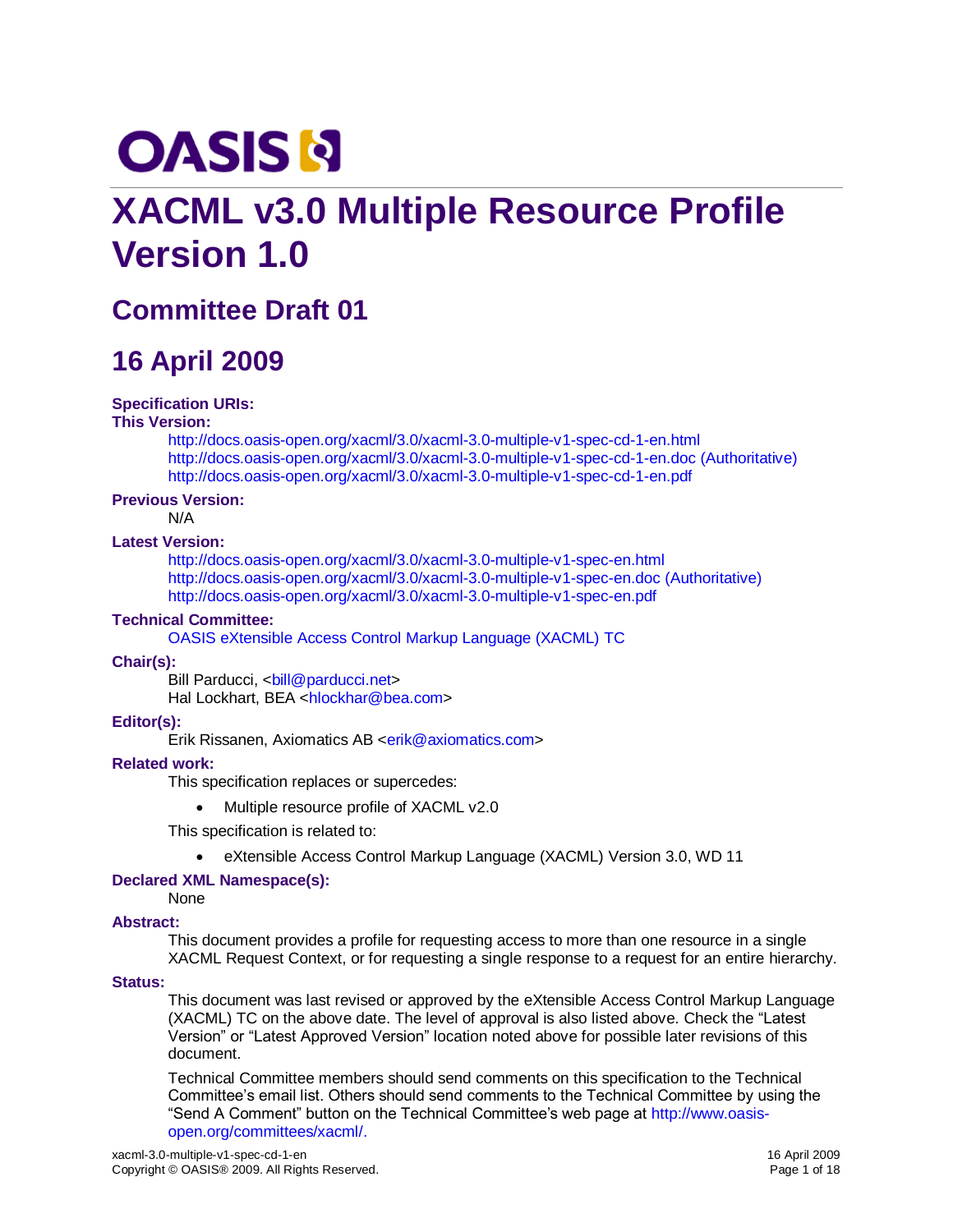OASIS

# XACML v3.0 Multiple Resource Profile Version 1.0

## Committee Draft 01

## 16 April 2009

**Specification URIs:**

**This Version:**

http://docs.oasis-open.org/xacml/3.0/xacml-3.0-multiple-v1-spec-cd-1-en.html
http://docs.oasis-open.org/xacml/3.0/xacml-3.0-multiple-v1-spec-cd-1-en.doc (Authoritative)
http://docs.oasis-open.org/xacml/3.0/xacml-3.0-multiple-v1-spec-cd-1-en.pdf

**Previous Version:**

N/A

**Latest Version:**

http://docs.oasis-open.org/xacml/3.0/xacml-3.0-multiple-v1-spec-en.html
http://docs.oasis-open.org/xacml/3.0/xacml-3.0-multiple-v1-spec-en.doc (Authoritative)
http://docs.oasis-open.org/xacml/3.0/xacml-3.0-multiple-v1-spec-en.pdf

**Technical Committee:**

OASIS eXtensible Access Control Markup Language (XACML) TC

**Chair(s):**

Bill Parducci, <bill@parducci.net>
Hal Lockhart, BEA <hlockhar@bea.com>

**Editor(s):**

Erik Rissanen, Axiomatics AB <erik@axiomatics.com>

**Related work:**

This specification replaces or supercedes:

- Multiple resource profile of XACML v2.0

This specification is related to:

- eXtensible Access Control Markup Language (XACML) Version 3.0, WD 11

**Declared XML Namespace(s):**

None

**Abstract:**

This document provides a profile for requesting access to more than one resource in a single XACML Request Context, or for requesting a single response to a request for an entire hierarchy.

**Status:**

This document was last revised or approved by the eXtensible Access Control Markup Language (XACML) TC on the above date. The level of approval is also listed above. Check the "Latest Version" or "Latest Approved Version" location noted above for possible later revisions of this document.

Technical Committee members should send comments on this specification to the Technical Committee's email list. Others should send comments to the Technical Committee by using the "Send A Comment" button on the Technical Committee's web page at http://www.oasis-open.org/committees/xacml/.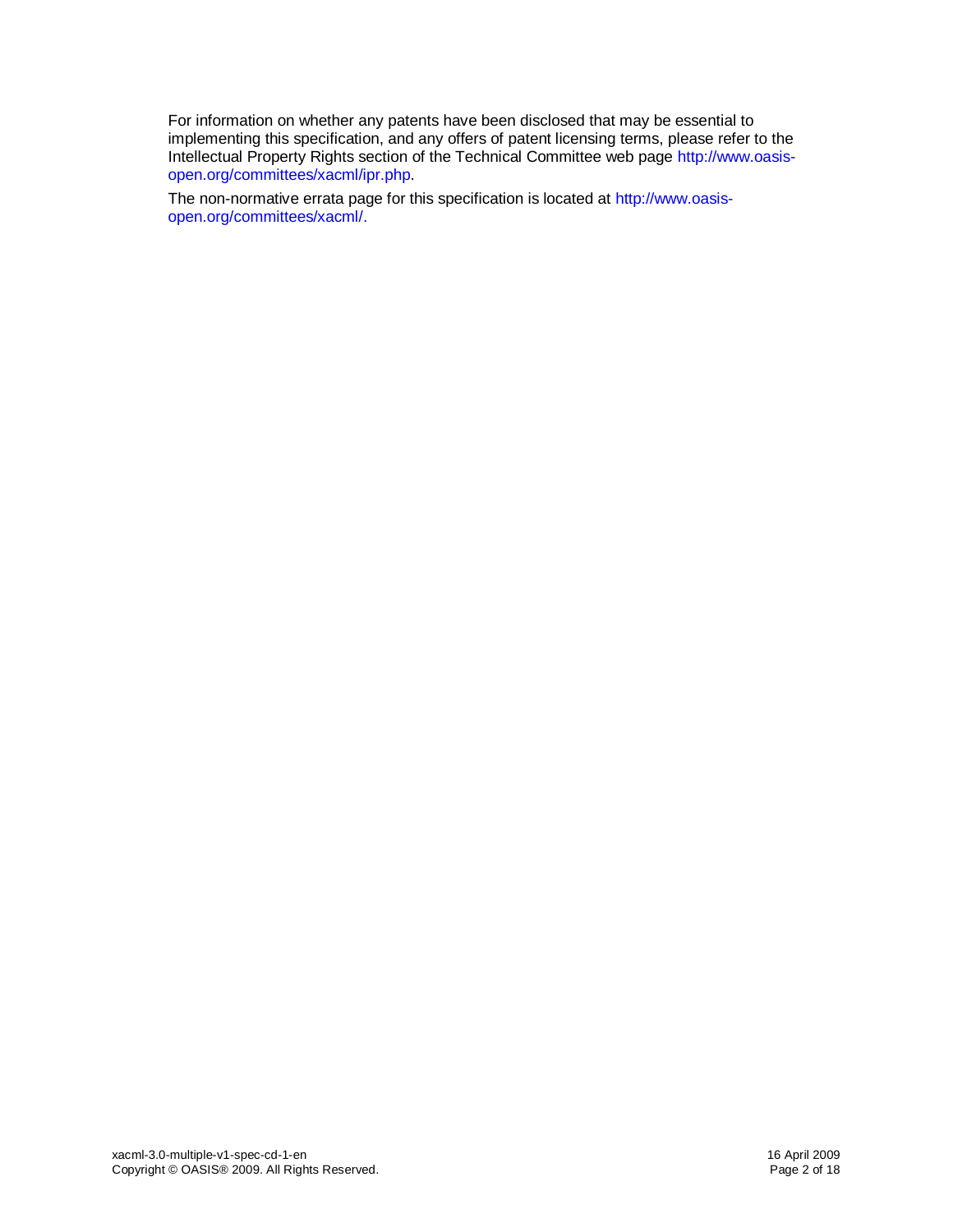For information on whether any patents have been disclosed that may be essential to implementing this specification, and any offers of patent licensing terms, please refer to the Intellectual Property Rights section of the Technical Committee web page http://www.oasis-open.org/committees/xacml/ipr.php.

The non-normative errata page for this specification is located at http://www.oasis-open.org/committees/xacml/.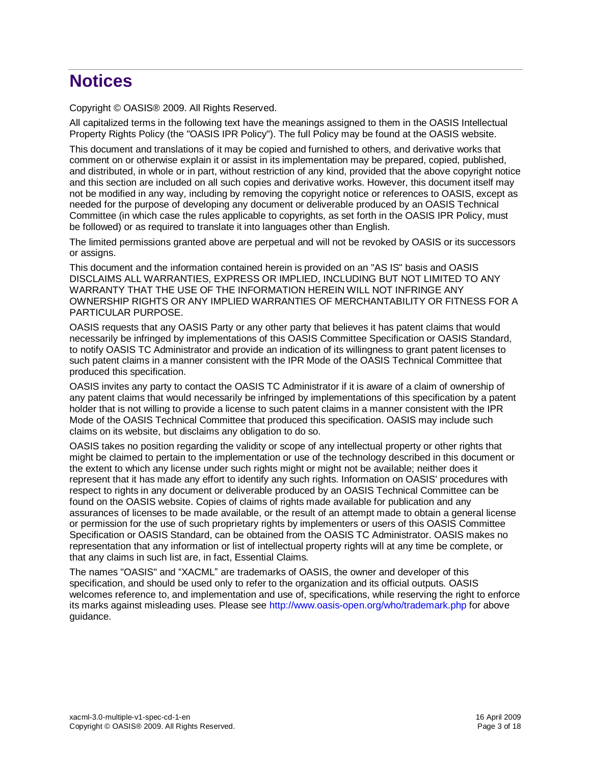# Notices

Copyright © OASIS® 2009. All Rights Reserved.

All capitalized terms in the following text have the meanings assigned to them in the OASIS Intellectual Property Rights Policy (the "OASIS IPR Policy"). The full Policy may be found at the OASIS website.

This document and translations of it may be copied and furnished to others, and derivative works that comment on or otherwise explain it or assist in its implementation may be prepared, copied, published, and distributed, in whole or in part, without restriction of any kind, provided that the above copyright notice and this section are included on all such copies and derivative works. However, this document itself may not be modified in any way, including by removing the copyright notice or references to OASIS, except as needed for the purpose of developing any document or deliverable produced by an OASIS Technical Committee (in which case the rules applicable to copyrights, as set forth in the OASIS IPR Policy, must be followed) or as required to translate it into languages other than English.

The limited permissions granted above are perpetual and will not be revoked by OASIS or its successors or assigns.

This document and the information contained herein is provided on an "AS IS" basis and OASIS DISCLAIMS ALL WARRANTIES, EXPRESS OR IMPLIED, INCLUDING BUT NOT LIMITED TO ANY WARRANTY THAT THE USE OF THE INFORMATION HEREIN WILL NOT INFRINGE ANY OWNERSHIP RIGHTS OR ANY IMPLIED WARRANTIES OF MERCHANTABILITY OR FITNESS FOR A PARTICULAR PURPOSE.

OASIS requests that any OASIS Party or any other party that believes it has patent claims that would necessarily be infringed by implementations of this OASIS Committee Specification or OASIS Standard, to notify OASIS TC Administrator and provide an indication of its willingness to grant patent licenses to such patent claims in a manner consistent with the IPR Mode of the OASIS Technical Committee that produced this specification.

OASIS invites any party to contact the OASIS TC Administrator if it is aware of a claim of ownership of any patent claims that would necessarily be infringed by implementations of this specification by a patent holder that is not willing to provide a license to such patent claims in a manner consistent with the IPR Mode of the OASIS Technical Committee that produced this specification. OASIS may include such claims on its website, but disclaims any obligation to do so.

OASIS takes no position regarding the validity or scope of any intellectual property or other rights that might be claimed to pertain to the implementation or use of the technology described in this document or the extent to which any license under such rights might or might not be available; neither does it represent that it has made any effort to identify any such rights. Information on OASIS' procedures with respect to rights in any document or deliverable produced by an OASIS Technical Committee can be found on the OASIS website. Copies of claims of rights made available for publication and any assurances of licenses to be made available, or the result of an attempt made to obtain a general license or permission for the use of such proprietary rights by implementers or users of this OASIS Committee Specification or OASIS Standard, can be obtained from the OASIS TC Administrator. OASIS makes no representation that any information or list of intellectual property rights will at any time be complete, or that any claims in such list are, in fact, Essential Claims.

The names "OASIS" and "XACML" are trademarks of OASIS, the owner and developer of this specification, and should be used only to refer to the organization and its official outputs. OASIS welcomes reference to, and implementation and use of, specifications, while reserving the right to enforce its marks against misleading uses. Please see http://www.oasis-open.org/who/trademark.php for above guidance.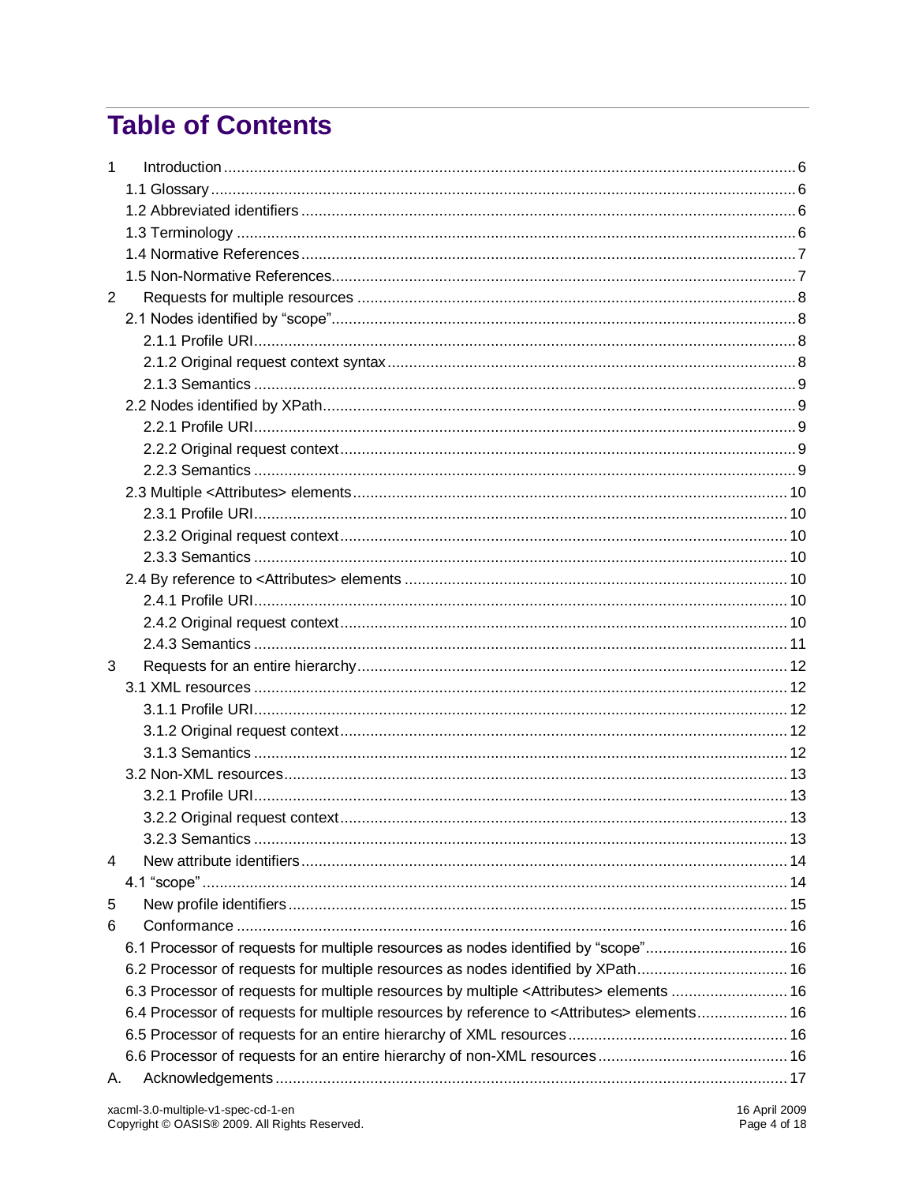# Table of Contents

1 Introduction ... 6
- 1.1 Glossary ... 6
- 1.2 Abbreviated identifiers ... 6
- 1.3 Terminology ... 6
- 1.4 Normative References ... 7
- 1.5 Non-Normative References ... 7

2 Requests for multiple resources ... 8
- 2.1 Nodes identified by "scope" ... 8
  - 2.1.1 Profile URI ... 8
  - 2.1.2 Original request context syntax ... 8
  - 2.1.3 Semantics ... 9
- 2.2 Nodes identified by XPath ... 9
  - 2.2.1 Profile URI ... 9
  - 2.2.2 Original request context ... 9
  - 2.2.3 Semantics ... 9
- 2.3 Multiple <Attributes> elements ... 10
  - 2.3.1 Profile URI ... 10
  - 2.3.2 Original request context ... 10
  - 2.3.3 Semantics ... 10
- 2.4 By reference to <Attributes> elements ... 10
  - 2.4.1 Profile URI ... 10
  - 2.4.2 Original request context ... 10
  - 2.4.3 Semantics ... 11

3 Requests for an entire hierarchy ... 12
- 3.1 XML resources ... 12
  - 3.1.1 Profile URI ... 12
  - 3.1.2 Original request context ... 12
  - 3.1.3 Semantics ... 12
- 3.2 Non-XML resources ... 13
  - 3.2.1 Profile URI ... 13
  - 3.2.2 Original request context ... 13
  - 3.2.3 Semantics ... 13

4 New attribute identifiers ... 14
- 4.1 "scope" ... 14

5 New profile identifiers ... 15

6 Conformance ... 16
- 6.1 Processor of requests for multiple resources as nodes identified by "scope" ... 16
- 6.2 Processor of requests for multiple resources as nodes identified by XPath ... 16
- 6.3 Processor of requests for multiple resources by multiple <Attributes> elements ... 16
- 6.4 Processor of requests for multiple resources by reference to <Attributes> elements ... 16
- 6.5 Processor of requests for an entire hierarchy of XML resources ... 16
- 6.6 Processor of requests for an entire hierarchy of non-XML resources ... 16

A. Acknowledgements ... 17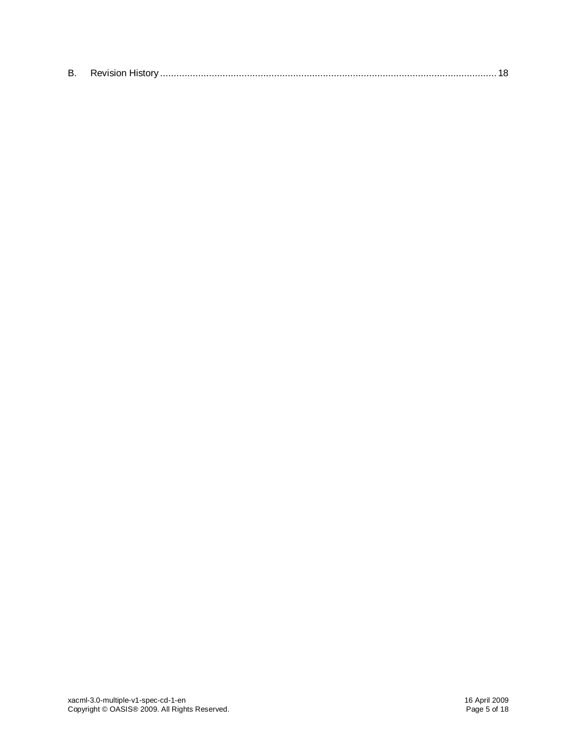B. Revision History ........................................................................................................................ 18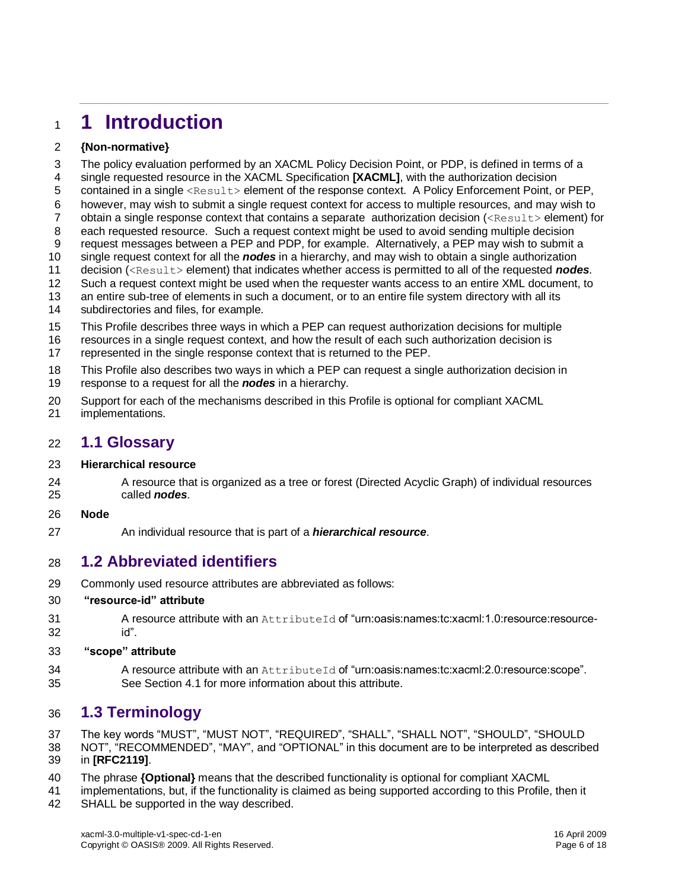# 1 Introduction

**{Non-normative}**

The policy evaluation performed by an XACML Policy Decision Point, or PDP, is defined in terms of a single requested resource in the XACML Specification **[XACML]**, with the authorization decision contained in a single `<Result>` element of the response context. A Policy Enforcement Point, or PEP, however, may wish to submit a single request context for access to multiple resources, and may wish to obtain a single response context that contains a separate authorization decision (`<Result>` element) for each requested resource. Such a request context might be used to avoid sending multiple decision request messages between a PEP and PDP, for example. Alternatively, a PEP may wish to submit a single request context for all the ***nodes*** in a hierarchy, and may wish to obtain a single authorization decision (`<Result>` element) that indicates whether access is permitted to all of the requested ***nodes***. Such a request context might be used when the requester wants access to an entire XML document, to an entire sub-tree of elements in such a document, or to an entire file system directory with all its subdirectories and files, for example.

This Profile describes three ways in which a PEP can request authorization decisions for multiple resources in a single request context, and how the result of each such authorization decision is represented in the single response context that is returned to the PEP.

This Profile also describes two ways in which a PEP can request a single authorization decision in response to a request for all the ***nodes*** in a hierarchy.

Support for each of the mechanisms described in this Profile is optional for compliant XACML implementations.

## 1.1 Glossary

**Hierarchical resource**

A resource that is organized as a tree or forest (Directed Acyclic Graph) of individual resources called ***nodes***.

**Node**

An individual resource that is part of a ***hierarchical resource***.

## 1.2 Abbreviated identifiers

Commonly used resource attributes are abbreviated as follows:

**"resource-id" attribute**

A resource attribute with an `AttributeId` of "urn:oasis:names:tc:xacml:1.0:resource:resource-id".

**"scope" attribute**

A resource attribute with an `AttributeId` of "urn:oasis:names:tc:xacml:2.0:resource:scope". See Section 4.1 for more information about this attribute.

## 1.3 Terminology

The key words "MUST", "MUST NOT", "REQUIRED", "SHALL", "SHALL NOT", "SHOULD", "SHOULD NOT", "RECOMMENDED", "MAY", and "OPTIONAL" in this document are to be interpreted as described in **[RFC2119]**.

The phrase **{Optional}** means that the described functionality is optional for compliant XACML implementations, but, if the functionality is claimed as being supported according to this Profile, then it SHALL be supported in the way described.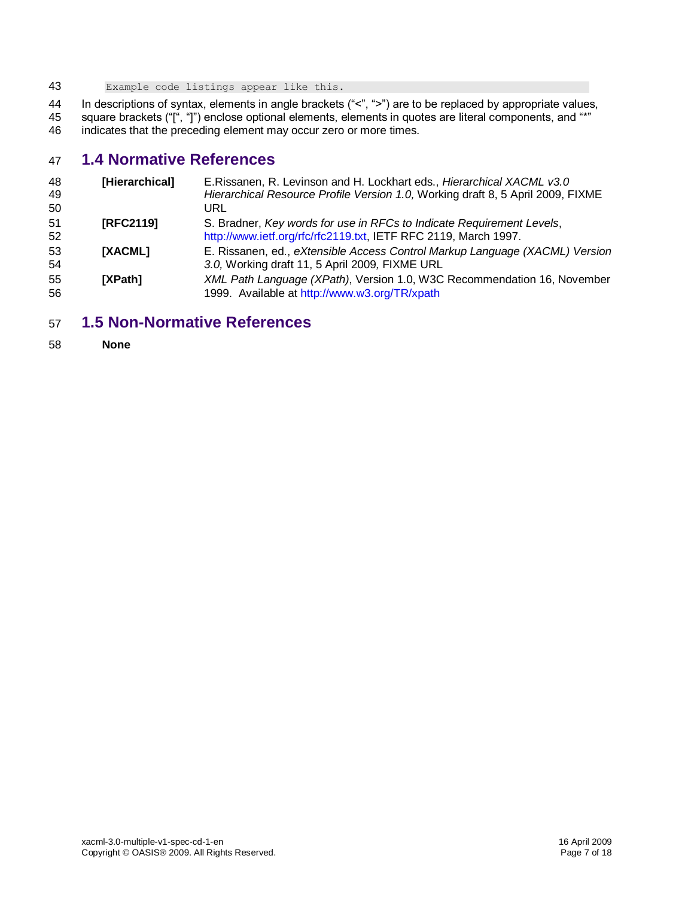```
Example code listings appear like this.
```

In descriptions of syntax, elements in angle brackets (“<”, “>”) are to be replaced by appropriate values, square brackets (“[“, “]”) enclose optional elements, elements in quotes are literal components, and “*” indicates that the preceding element may occur zero or more times.

## 1.4 Normative References

**[Hierarchical]** E.Rissanen, R. Levinson and H. Lockhart eds., *Hierarchical XACML v3.0 Hierarchical Resource Profile Version 1.0,* Working draft 8, 5 April 2009, FIXME URL

**[RFC2119]** S. Bradner, *Key words for use in RFCs to Indicate Requirement Levels*, http://www.ietf.org/rfc/rfc2119.txt, IETF RFC 2119, March 1997.

**[XACML]** E. Rissanen, ed., *eXtensible Access Control Markup Language (XACML) Version 3.0,* Working draft 11, 5 April 2009*,* FIXME URL

**[XPath]** *XML Path Language (XPath)*, Version 1.0, W3C Recommendation 16, November 1999. Available at http://www.w3.org/TR/xpath

## 1.5 Non-Normative References

**None**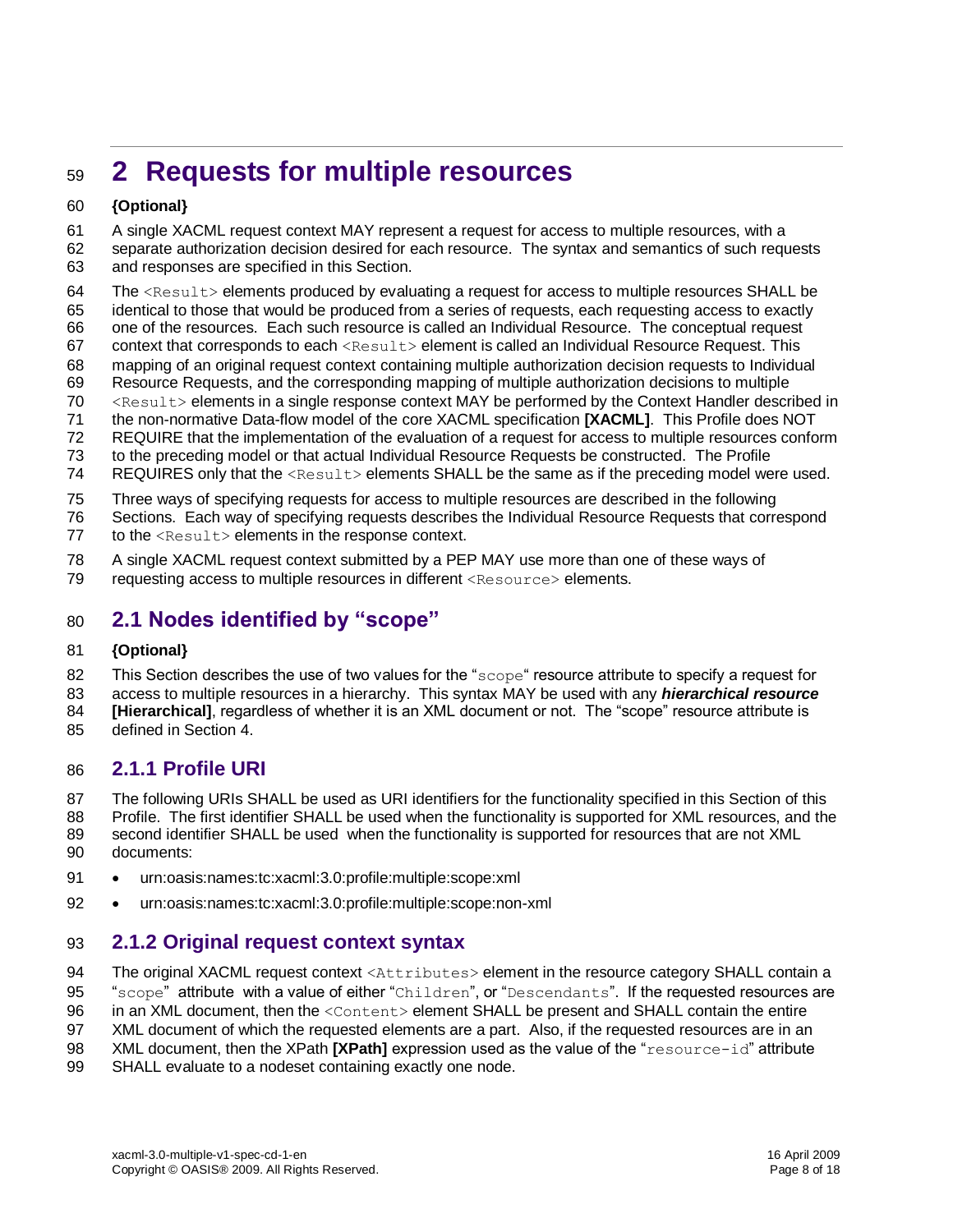# 2 Requests for multiple resources

**{Optional}**

A single XACML request context MAY represent a request for access to multiple resources, with a separate authorization decision desired for each resource. The syntax and semantics of such requests and responses are specified in this Section.

The `<Result>` elements produced by evaluating a request for access to multiple resources SHALL be identical to those that would be produced from a series of requests, each requesting access to exactly one of the resources. Each such resource is called an Individual Resource. The conceptual request context that corresponds to each `<Result>` element is called an Individual Resource Request. This mapping of an original request context containing multiple authorization decision requests to Individual Resource Requests, and the corresponding mapping of multiple authorization decisions to multiple `<Result>` elements in a single response context MAY be performed by the Context Handler described in the non-normative Data-flow model of the core XACML specification **[XACML]**. This Profile does NOT REQUIRE that the implementation of the evaluation of a request for access to multiple resources conform to the preceding model or that actual Individual Resource Requests be constructed. The Profile REQUIRES only that the `<Result>` elements SHALL be the same as if the preceding model were used.

Three ways of specifying requests for access to multiple resources are described in the following Sections. Each way of specifying requests describes the Individual Resource Requests that correspond to the `<Result>` elements in the response context.

A single XACML request context submitted by a PEP MAY use more than one of these ways of requesting access to multiple resources in different `<Resource>` elements.

## 2.1 Nodes identified by “scope”

**{Optional}**

This Section describes the use of two values for the “`scope`“ resource attribute to specify a request for access to multiple resources in a hierarchy. This syntax MAY be used with any ***hierarchical resource*** **[Hierarchical]**, regardless of whether it is an XML document or not. The “scope” resource attribute is defined in Section 4.

### 2.1.1 Profile URI

The following URIs SHALL be used as URI identifiers for the functionality specified in this Section of this Profile. The first identifier SHALL be used when the functionality is supported for XML resources, and the second identifier SHALL be used when the functionality is supported for resources that are not XML documents:

- urn:oasis:names:tc:xacml:3.0:profile:multiple:scope:xml
- urn:oasis:names:tc:xacml:3.0:profile:multiple:scope:non-xml

### 2.1.2 Original request context syntax

The original XACML request context `<Attributes>` element in the resource category SHALL contain a “`scope`” attribute with a value of either “`Children`”, or “`Descendants`”. If the requested resources are in an XML document, then the `<Content>` element SHALL be present and SHALL contain the entire XML document of which the requested elements are a part. Also, if the requested resources are in an XML document, then the XPath **[XPath]** expression used as the value of the “`resource-id`” attribute SHALL evaluate to a nodeset containing exactly one node.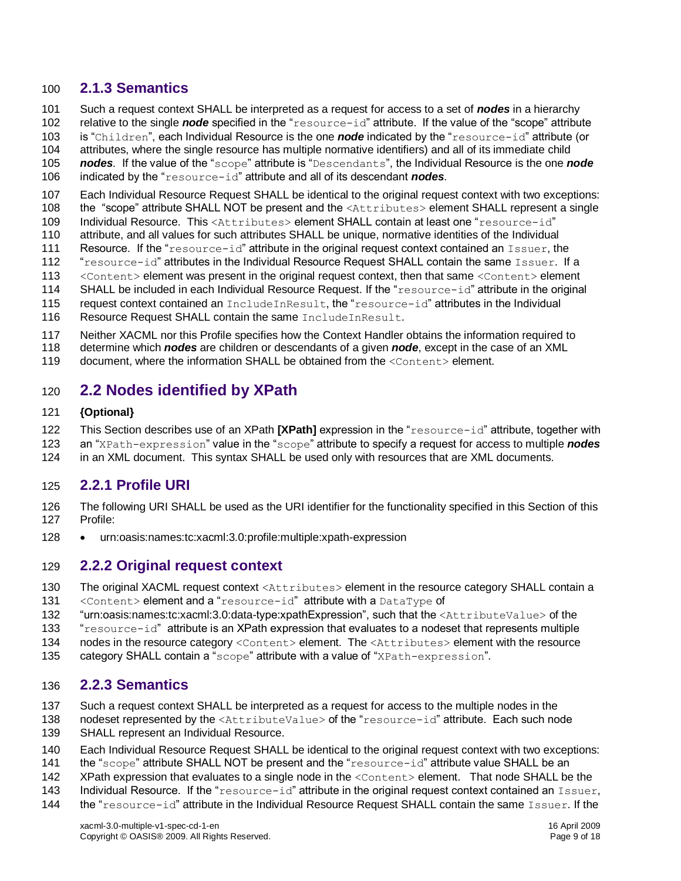### 2.1.3 Semantics

Such a request context SHALL be interpreted as a request for access to a set of ***nodes*** in a hierarchy relative to the single ***node*** specified in the "`resource-id`" attribute. If the value of the "scope" attribute is "`Children`", each Individual Resource is the one ***node*** indicated by the "`resource-id`" attribute (or attributes, where the single resource has multiple normative identifiers) and all of its immediate child ***nodes***. If the value of the "`scope`" attribute is "`Descendants`", the Individual Resource is the one ***node*** indicated by the "`resource-id`" attribute and all of its descendant ***nodes***.

Each Individual Resource Request SHALL be identical to the original request context with two exceptions: the "scope" attribute SHALL NOT be present and the `<Attributes>` element SHALL represent a single Individual Resource. This `<Attributes>` element SHALL contain at least one "`resource-id`" attribute, and all values for such attributes SHALL be unique, normative identities of the Individual Resource. If the "`resource-id`" attribute in the original request context contained an `Issuer`, the "`resource-id`" attributes in the Individual Resource Request SHALL contain the same `Issuer`. If a `<Content>` element was present in the original request context, then that same `<Content>` element SHALL be included in each Individual Resource Request. If the "`resource-id`" attribute in the original request context contained an `IncludeInResult`, the "`resource-id`" attributes in the Individual Resource Request SHALL contain the same `IncludeInResult`.

Neither XACML nor this Profile specifies how the Context Handler obtains the information required to determine which ***nodes*** are children or descendants of a given ***node***, except in the case of an XML document, where the information SHALL be obtained from the `<Content>` element.

## 2.2 Nodes identified by XPath

**{Optional}**

This Section describes use of an XPath **[XPath]** expression in the "`resource-id`" attribute, together with an "`XPath-expression`" value in the "`scope`" attribute to specify a request for access to multiple ***nodes*** in an XML document. This syntax SHALL be used only with resources that are XML documents.

### 2.2.1 Profile URI

The following URI SHALL be used as the URI identifier for the functionality specified in this Section of this Profile:

- urn:oasis:names:tc:xacml:3.0:profile:multiple:xpath-expression

### 2.2.2 Original request context

The original XACML request context `<Attributes>` element in the resource category SHALL contain a `<Content>` element and a "`resource-id`" attribute with a `DataType` of "urn:oasis:names:tc:xacml:3.0:data-type:xpathExpression", such that the `<AttributeValue>` of the "`resource-id`" attribute is an XPath expression that evaluates to a nodeset that represents multiple nodes in the resource category `<Content>` element. The `<Attributes>` element with the resource category SHALL contain a "`scope`" attribute with a value of "`XPath-expression`".

### 2.2.3 Semantics

Such a request context SHALL be interpreted as a request for access to the multiple nodes in the nodeset represented by the `<AttributeValue>` of the "`resource-id`" attribute. Each such node SHALL represent an Individual Resource.

Each Individual Resource Request SHALL be identical to the original request context with two exceptions: the "`scope`" attribute SHALL NOT be present and the "`resource-id`" attribute value SHALL be an XPath expression that evaluates to a single node in the `<Content>` element. That node SHALL be the Individual Resource. If the "`resource-id`" attribute in the original request context contained an `Issuer`, the "`resource-id`" attribute in the Individual Resource Request SHALL contain the same `Issuer`. If the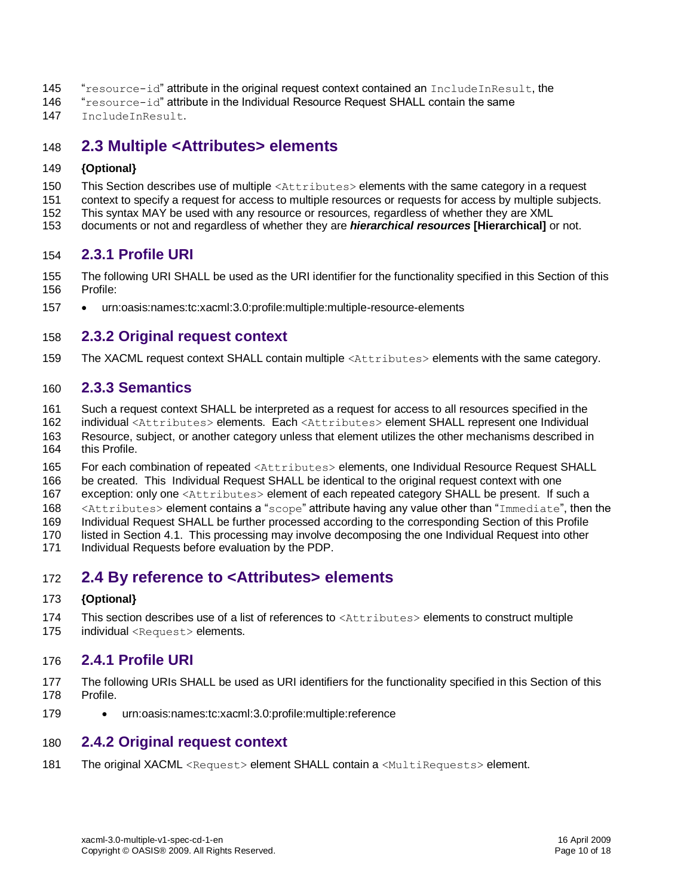"resource-id" attribute in the original request context contained an IncludeInResult, the "resource-id" attribute in the Individual Resource Request SHALL contain the same IncludeInResult.

## 2.3 Multiple <Attributes> elements

**{Optional}**

This Section describes use of multiple <Attributes> elements with the same category in a request context to specify a request for access to multiple resources or requests for access by multiple subjects. This syntax MAY be used with any resource or resources, regardless of whether they are XML documents or not and regardless of whether they are ***hierarchical resources*** **[Hierarchical]** or not.

### 2.3.1 Profile URI

The following URI SHALL be used as the URI identifier for the functionality specified in this Section of this Profile:

- urn:oasis:names:tc:xacml:3.0:profile:multiple:multiple-resource-elements

### 2.3.2 Original request context

The XACML request context SHALL contain multiple <Attributes> elements with the same category.

### 2.3.3 Semantics

Such a request context SHALL be interpreted as a request for access to all resources specified in the individual <Attributes> elements. Each <Attributes> element SHALL represent one Individual Resource, subject, or another category unless that element utilizes the other mechanisms described in this Profile.

For each combination of repeated <Attributes> elements, one Individual Resource Request SHALL be created. This Individual Request SHALL be identical to the original request context with one exception: only one <Attributes> element of each repeated category SHALL be present. If such a <Attributes> element contains a "scope" attribute having any value other than "Immediate", then the Individual Request SHALL be further processed according to the corresponding Section of this Profile listed in Section 4.1. This processing may involve decomposing the one Individual Request into other Individual Requests before evaluation by the PDP.

## 2.4 By reference to <Attributes> elements

**{Optional}**

This section describes use of a list of references to <Attributes> elements to construct multiple individual <Request> elements.

### 2.4.1 Profile URI

The following URIs SHALL be used as URI identifiers for the functionality specified in this Section of this Profile.

- urn:oasis:names:tc:xacml:3.0:profile:multiple:reference

### 2.4.2 Original request context

The original XACML <Request> element SHALL contain a <MultiRequests> element.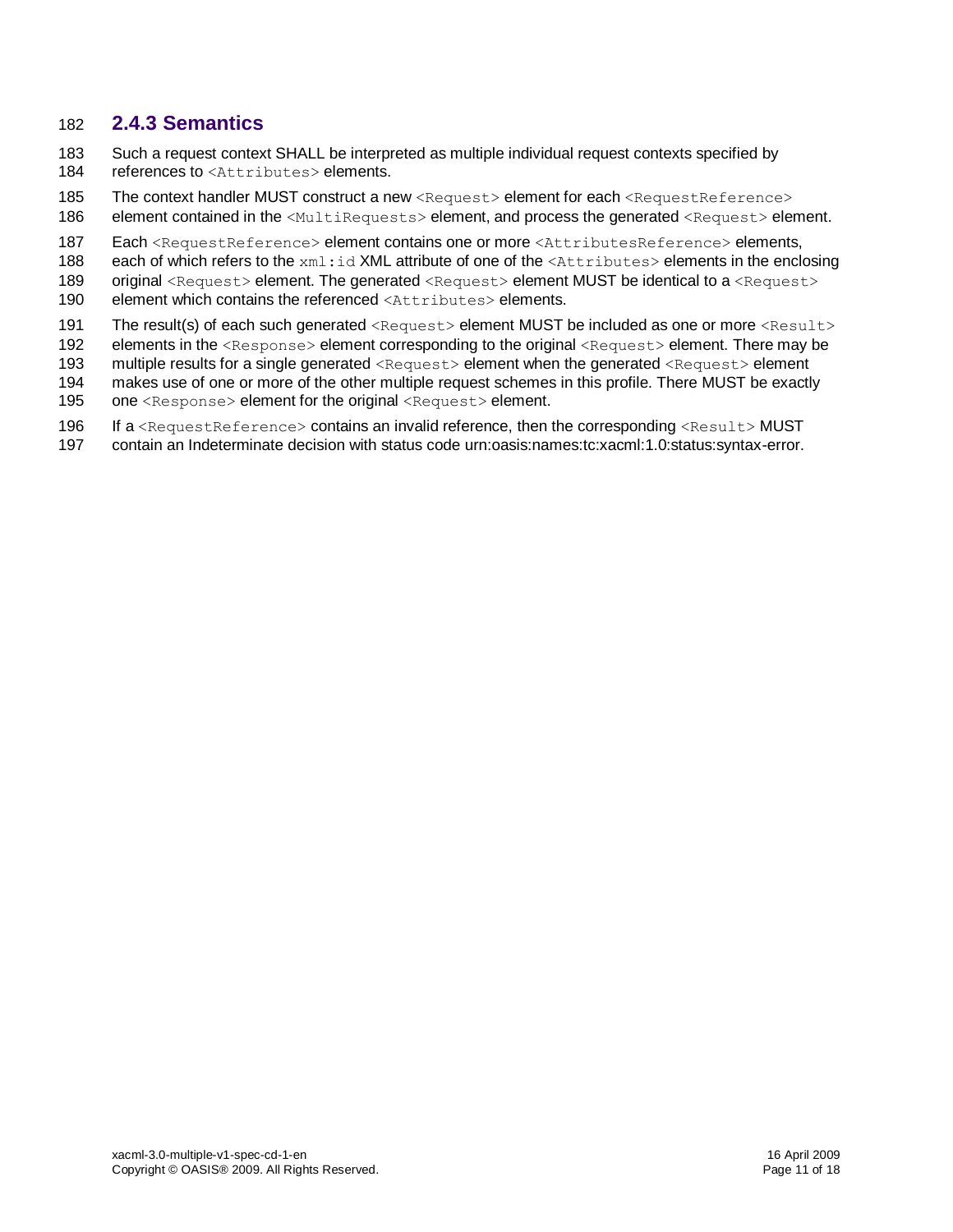### 2.4.3 Semantics

Such a request context SHALL be interpreted as multiple individual request contexts specified by references to `<Attributes>` elements.

The context handler MUST construct a new `<Request>` element for each `<RequestReference>` element contained in the `<MultiRequests>` element, and process the generated `<Request>` element.

Each `<RequestReference>` element contains one or more `<AttributesReference>` elements, each of which refers to the `xml:id` XML attribute of one of the `<Attributes>` elements in the enclosing original `<Request>` element. The generated `<Request>` element MUST be identical to a `<Request>` element which contains the referenced `<Attributes>` elements.

The result(s) of each such generated `<Request>` element MUST be included as one or more `<Result>` elements in the `<Response>` element corresponding to the original `<Request>` element. There may be multiple results for a single generated `<Request>` element when the generated `<Request>` element makes use of one or more of the other multiple request schemes in this profile. There MUST be exactly one `<Response>` element for the original `<Request>` element.

If a `<RequestReference>` contains an invalid reference, then the corresponding `<Result>` MUST contain an Indeterminate decision with status code urn:oasis:names:tc:xacml:1.0:status:syntax-error.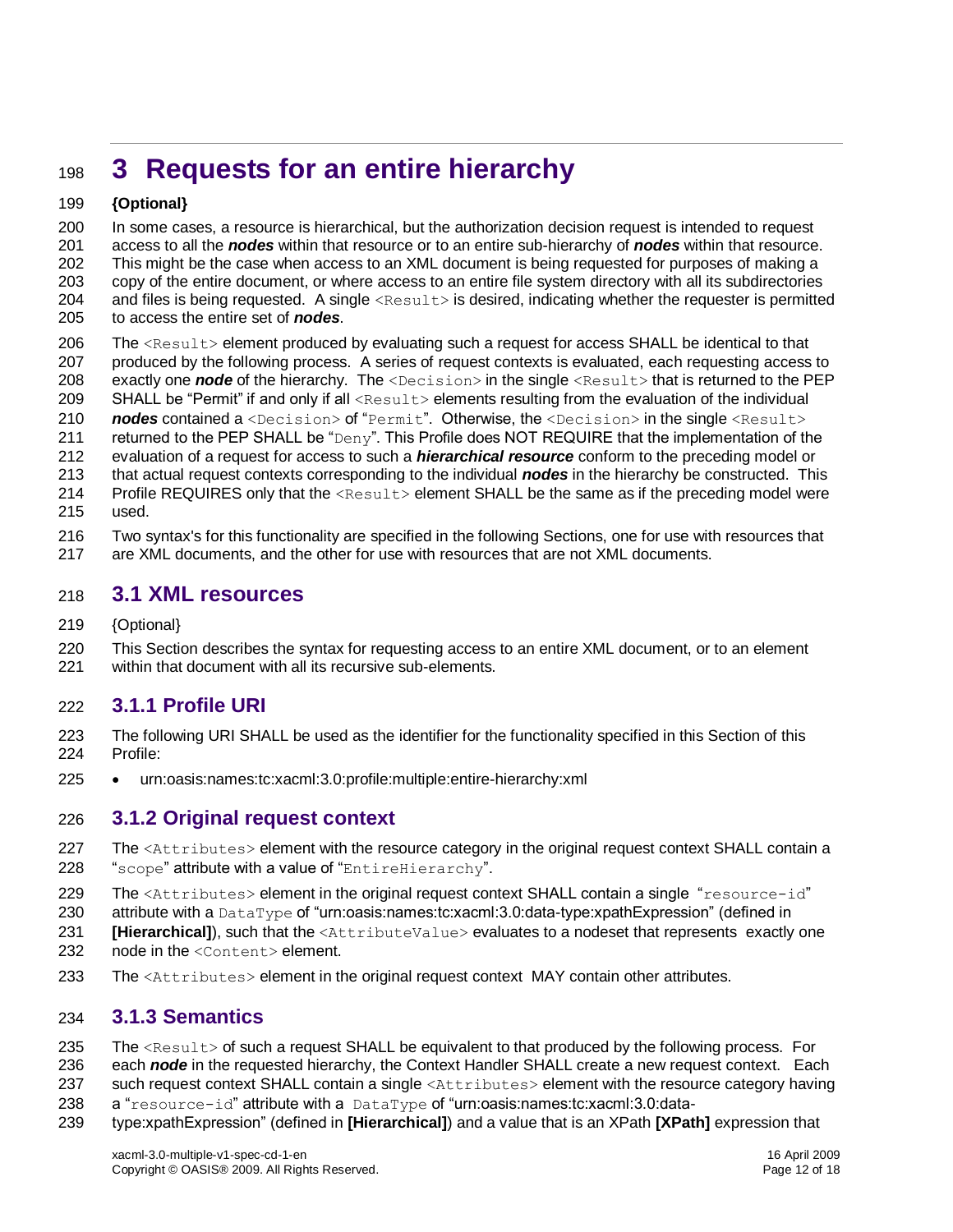# 3 Requests for an entire hierarchy

**{Optional}**

In some cases, a resource is hierarchical, but the authorization decision request is intended to request access to all the ***nodes*** within that resource or to an entire sub-hierarchy of ***nodes*** within that resource. This might be the case when access to an XML document is being requested for purposes of making a copy of the entire document, or where access to an entire file system directory with all its subdirectories and files is being requested. A single `<Result>` is desired, indicating whether the requester is permitted to access the entire set of ***nodes***.

The `<Result>` element produced by evaluating such a request for access SHALL be identical to that produced by the following process. A series of request contexts is evaluated, each requesting access to exactly one ***node*** of the hierarchy. The `<Decision>` in the single `<Result>` that is returned to the PEP SHALL be "Permit" if and only if all `<Result>` elements resulting from the evaluation of the individual ***nodes*** contained a `<Decision>` of "`Permit`". Otherwise, the `<Decision>` in the single `<Result>` returned to the PEP SHALL be "`Deny`". This Profile does NOT REQUIRE that the implementation of the evaluation of a request for access to such a ***hierarchical resource*** conform to the preceding model or that actual request contexts corresponding to the individual ***nodes*** in the hierarchy be constructed. This Profile REQUIRES only that the `<Result>` element SHALL be the same as if the preceding model were used.

Two syntax's for this functionality are specified in the following Sections, one for use with resources that are XML documents, and the other for use with resources that are not XML documents.

## 3.1 XML resources

{Optional}

This Section describes the syntax for requesting access to an entire XML document, or to an element within that document with all its recursive sub-elements.

### 3.1.1 Profile URI

The following URI SHALL be used as the identifier for the functionality specified in this Section of this Profile:

- urn:oasis:names:tc:xacml:3.0:profile:multiple:entire-hierarchy:xml

### 3.1.2 Original request context

The `<Attributes>` element with the resource category in the original request context SHALL contain a "`scope`" attribute with a value of "`EntireHierarchy`".

The `<Attributes>` element in the original request context SHALL contain a single "`resource-id`" attribute with a `DataType` of "urn:oasis:names:tc:xacml:3.0:data-type:xpathExpression" (defined in **[Hierarchical]**), such that the `<AttributeValue>` evaluates to a nodeset that represents exactly one node in the `<Content>` element.

The `<Attributes>` element in the original request context MAY contain other attributes.

### 3.1.3 Semantics

The `<Result>` of such a request SHALL be equivalent to that produced by the following process. For each ***node*** in the requested hierarchy, the Context Handler SHALL create a new request context. Each such request context SHALL contain a single `<Attributes>` element with the resource category having a "`resource-id`" attribute with a `DataType` of "urn:oasis:names:tc:xacml:3.0:data-type:xpathExpression" (defined in **[Hierarchical]**) and a value that is an XPath **[XPath]** expression that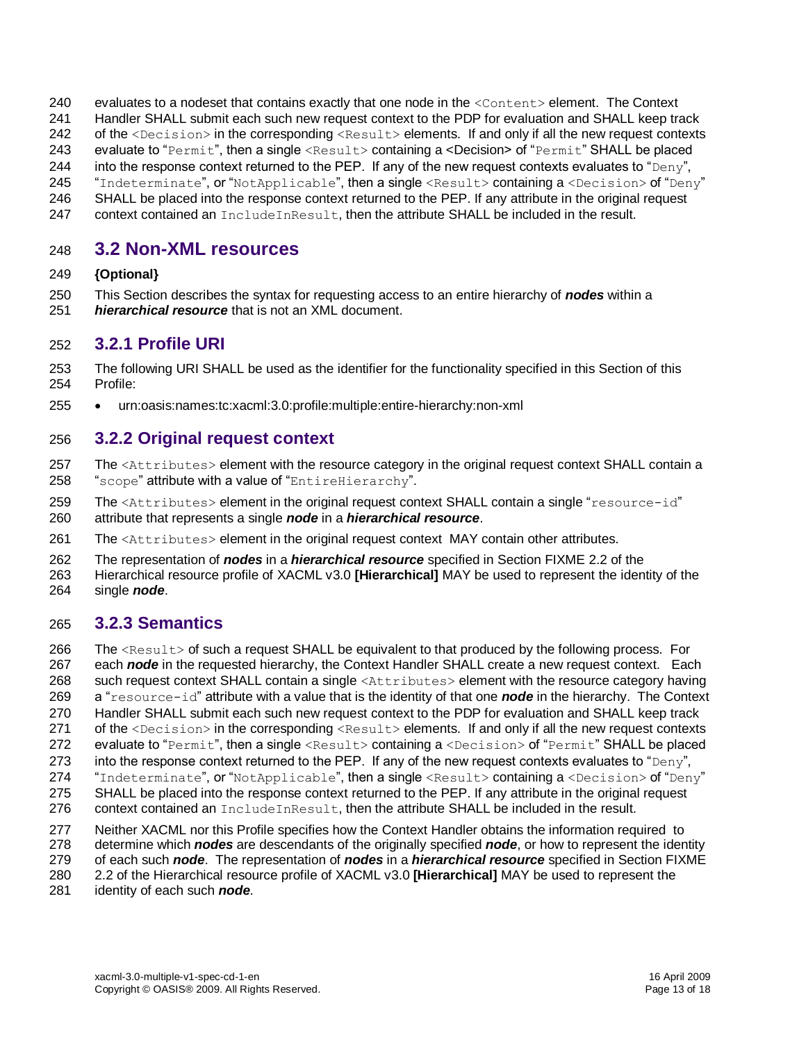evaluates to a nodeset that contains exactly that one node in the `<Content>` element. The Context Handler SHALL submit each such new request context to the PDP for evaluation and SHALL keep track of the `<Decision>` in the corresponding `<Result>` elements. If and only if all the new request contexts evaluate to "`Permit`", then a single `<Result>` containing a <Decision> of "`Permit`" SHALL be placed into the response context returned to the PEP. If any of the new request contexts evaluates to "`Deny`", "`Indeterminate`", or "`NotApplicable`", then a single `<Result>` containing a `<Decision>` of "`Deny`" SHALL be placed into the response context returned to the PEP. If any attribute in the original request context contained an `IncludeInResult`, then the attribute SHALL be included in the result.

## 3.2 Non-XML resources

**{Optional}**

This Section describes the syntax for requesting access to an entire hierarchy of ***nodes*** within a ***hierarchical resource*** that is not an XML document.

### 3.2.1 Profile URI

The following URI SHALL be used as the identifier for the functionality specified in this Section of this Profile:

- urn:oasis:names:tc:xacml:3.0:profile:multiple:entire-hierarchy:non-xml

### 3.2.2 Original request context

The `<Attributes>` element with the resource category in the original request context SHALL contain a "`scope`" attribute with a value of "`EntireHierarchy`".

The `<Attributes>` element in the original request context SHALL contain a single "`resource-id`" attribute that represents a single ***node*** in a ***hierarchical resource***.

The `<Attributes>` element in the original request context MAY contain other attributes.

The representation of ***nodes*** in a ***hierarchical resource*** specified in Section FIXME 2.2 of the Hierarchical resource profile of XACML v3.0 **[Hierarchical]** MAY be used to represent the identity of the single ***node***.

### 3.2.3 Semantics

The `<Result>` of such a request SHALL be equivalent to that produced by the following process. For each ***node*** in the requested hierarchy, the Context Handler SHALL create a new request context. Each such request context SHALL contain a single `<Attributes>` element with the resource category having a "`resource-id`" attribute with a value that is the identity of that one ***node*** in the hierarchy. The Context Handler SHALL submit each such new request context to the PDP for evaluation and SHALL keep track of the `<Decision>` in the corresponding `<Result>` elements. If and only if all the new request contexts evaluate to "`Permit`", then a single `<Result>` containing a `<Decision>` of "`Permit`" SHALL be placed into the response context returned to the PEP. If any of the new request contexts evaluates to "`Deny`", "`Indeterminate`", or "`NotApplicable`", then a single `<Result>` containing a `<Decision>` of "`Deny`" SHALL be placed into the response context returned to the PEP. If any attribute in the original request context contained an `IncludeInResult`, then the attribute SHALL be included in the result.

Neither XACML nor this Profile specifies how the Context Handler obtains the information required to determine which ***nodes*** are descendants of the originally specified ***node***, or how to represent the identity of each such ***node***. The representation of ***nodes*** in a ***hierarchical resource*** specified in Section FIXME 2.2 of the Hierarchical resource profile of XACML v3.0 **[Hierarchical]** MAY be used to represent the identity of each such ***node***.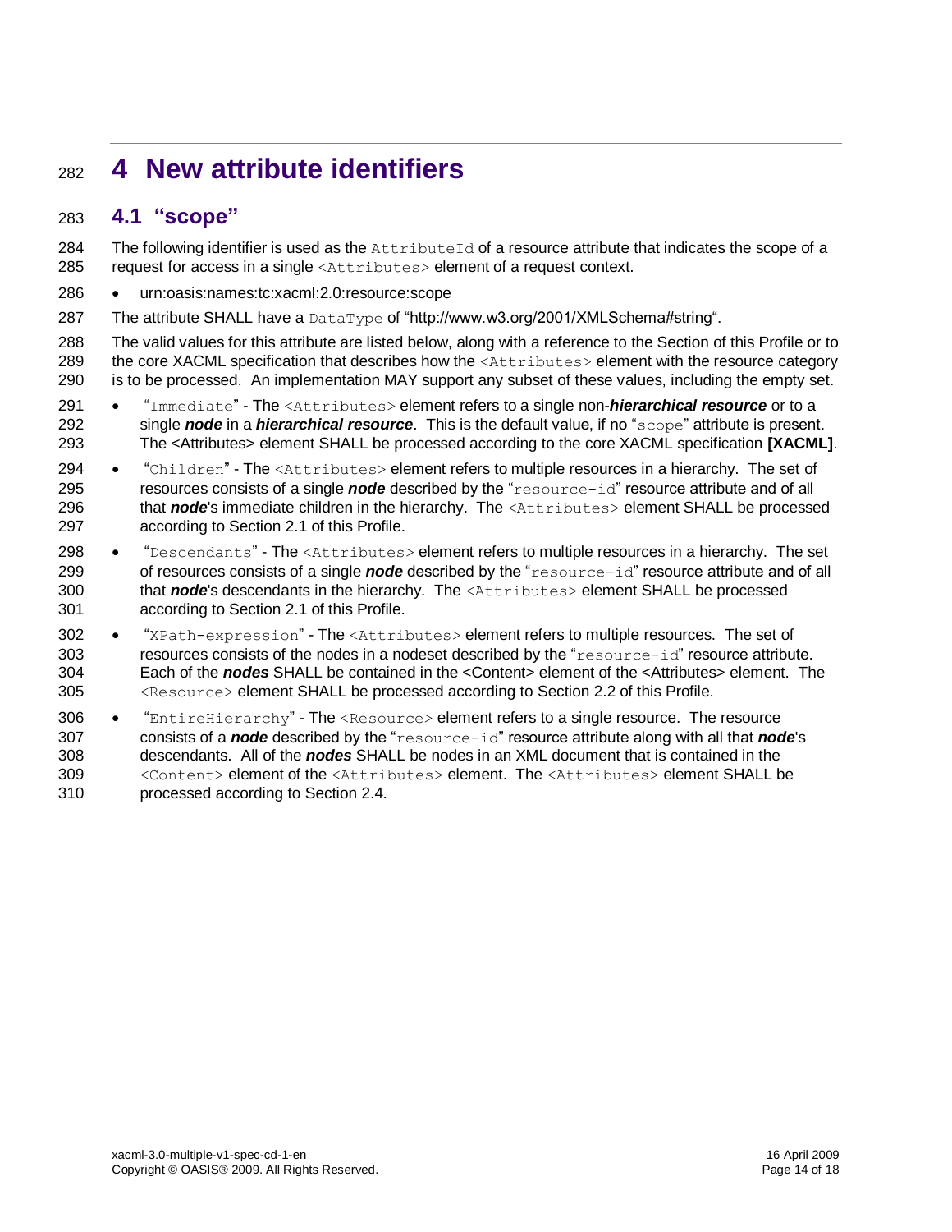# 4 New attribute identifiers

## 4.1 "scope"

The following identifier is used as the `AttributeId` of a resource attribute that indicates the scope of a request for access in a single `<Attributes>` element of a request context.

- urn:oasis:names:tc:xacml:2.0:resource:scope

The attribute SHALL have a `DataType` of "http://www.w3.org/2001/XMLSchema#string".

The valid values for this attribute are listed below, along with a reference to the Section of this Profile or to the core XACML specification that describes how the `<Attributes>` element with the resource category is to be processed. An implementation MAY support any subset of these values, including the empty set.

- "`Immediate`" - The `<Attributes>` element refers to a single non-***hierarchical resource*** or to a single ***node*** in a ***hierarchical resource***. This is the default value, if no "`scope`" attribute is present. The <Attributes> element SHALL be processed according to the core XACML specification **[XACML]**.
- "`Children`" - The `<Attributes>` element refers to multiple resources in a hierarchy. The set of resources consists of a single ***node*** described by the "`resource-id`" resource attribute and of all that ***node***'s immediate children in the hierarchy. The `<Attributes>` element SHALL be processed according to Section 2.1 of this Profile.
- "`Descendants`" - The `<Attributes>` element refers to multiple resources in a hierarchy. The set of resources consists of a single ***node*** described by the "`resource-id`" resource attribute and of all that ***node***'s descendants in the hierarchy. The `<Attributes>` element SHALL be processed according to Section 2.1 of this Profile.
- "`XPath-expression`" - The `<Attributes>` element refers to multiple resources. The set of resources consists of the nodes in a nodeset described by the "`resource-id`" resource attribute. Each of the ***nodes*** SHALL be contained in the <Content> element of the <Attributes> element. The `<Resource>` element SHALL be processed according to Section 2.2 of this Profile.
- "`EntireHierarchy`" - The `<Resource>` element refers to a single resource. The resource consists of a ***node*** described by the "`resource-id`" resource attribute along with all that ***node***'s descendants. All of the ***nodes*** SHALL be nodes in an XML document that is contained in the `<Content>` element of the `<Attributes>` element. The `<Attributes>` element SHALL be processed according to Section 2.4.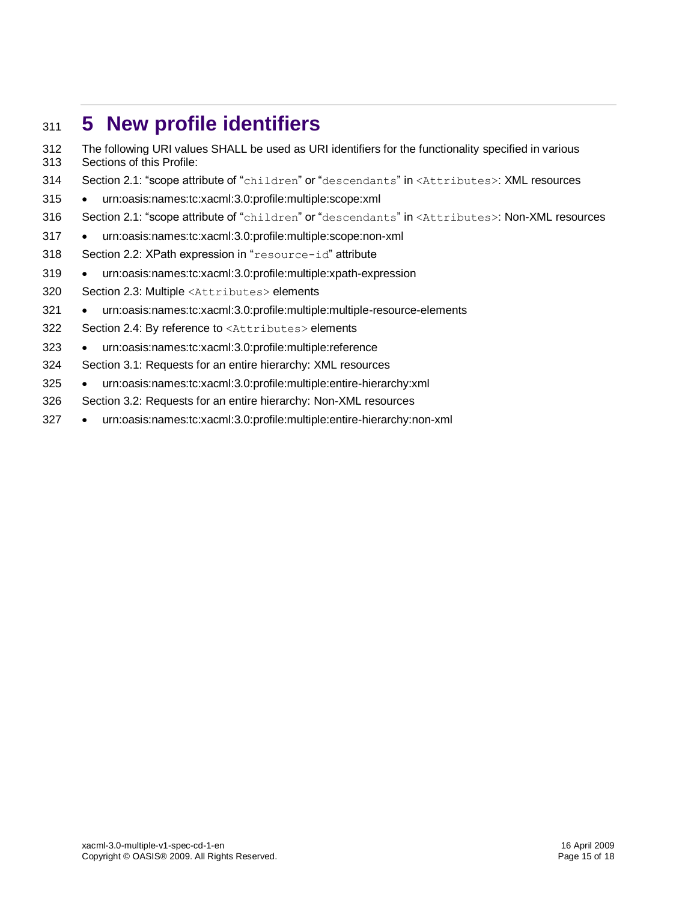# 5 New profile identifiers

The following URI values SHALL be used as URI identifiers for the functionality specified in various Sections of this Profile:

Section 2.1: "scope attribute of "`children`" or "`descendants`" in `<Attributes>`: XML resources

- urn:oasis:names:tc:xacml:3.0:profile:multiple:scope:xml

Section 2.1: "scope attribute of "`children`" or "`descendants`" in `<Attributes>`: Non-XML resources

- urn:oasis:names:tc:xacml:3.0:profile:multiple:scope:non-xml

Section 2.2: XPath expression in "`resource-id`" attribute

- urn:oasis:names:tc:xacml:3.0:profile:multiple:xpath-expression

Section 2.3: Multiple `<Attributes>` elements

- urn:oasis:names:tc:xacml:3.0:profile:multiple:multiple-resource-elements

Section 2.4: By reference to `<Attributes>` elements

- urn:oasis:names:tc:xacml:3.0:profile:multiple:reference

Section 3.1: Requests for an entire hierarchy: XML resources

- urn:oasis:names:tc:xacml:3.0:profile:multiple:entire-hierarchy:xml

Section 3.2: Requests for an entire hierarchy: Non-XML resources

- urn:oasis:names:tc:xacml:3.0:profile:multiple:entire-hierarchy:non-xml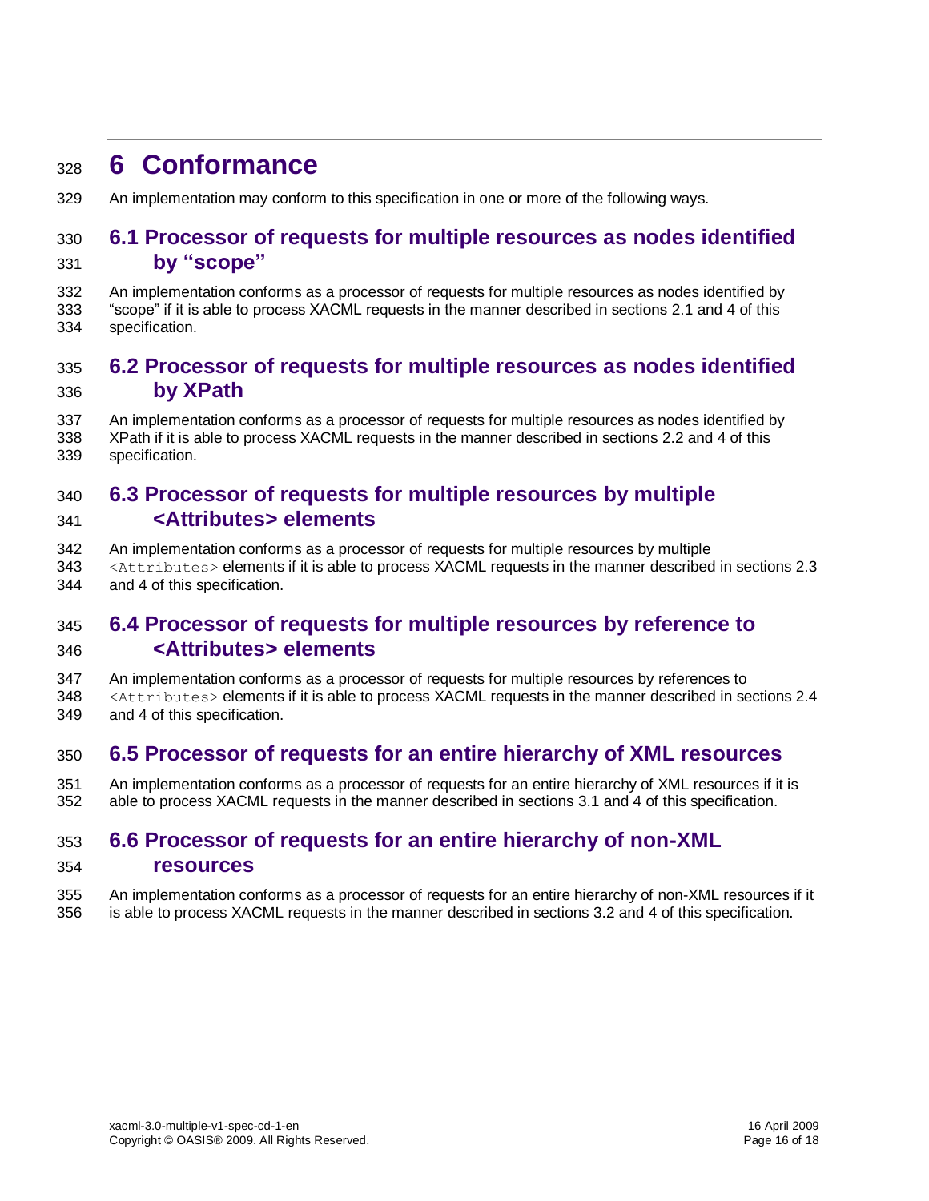# 6 Conformance

An implementation may conform to this specification in one or more of the following ways.

## 6.1 Processor of requests for multiple resources as nodes identified by "scope"

An implementation conforms as a processor of requests for multiple resources as nodes identified by "scope" if it is able to process XACML requests in the manner described in sections 2.1 and 4 of this specification.

## 6.2 Processor of requests for multiple resources as nodes identified by XPath

An implementation conforms as a processor of requests for multiple resources as nodes identified by XPath if it is able to process XACML requests in the manner described in sections 2.2 and 4 of this specification.

## 6.3 Processor of requests for multiple resources by multiple <Attributes> elements

An implementation conforms as a processor of requests for multiple resources by multiple `<Attributes>` elements if it is able to process XACML requests in the manner described in sections 2.3 and 4 of this specification.

## 6.4 Processor of requests for multiple resources by reference to <Attributes> elements

An implementation conforms as a processor of requests for multiple resources by references to `<Attributes>` elements if it is able to process XACML requests in the manner described in sections 2.4 and 4 of this specification.

## 6.5 Processor of requests for an entire hierarchy of XML resources

An implementation conforms as a processor of requests for an entire hierarchy of XML resources if it is able to process XACML requests in the manner described in sections 3.1 and 4 of this specification.

## 6.6 Processor of requests for an entire hierarchy of non-XML resources

An implementation conforms as a processor of requests for an entire hierarchy of non-XML resources if it is able to process XACML requests in the manner described in sections 3.2 and 4 of this specification.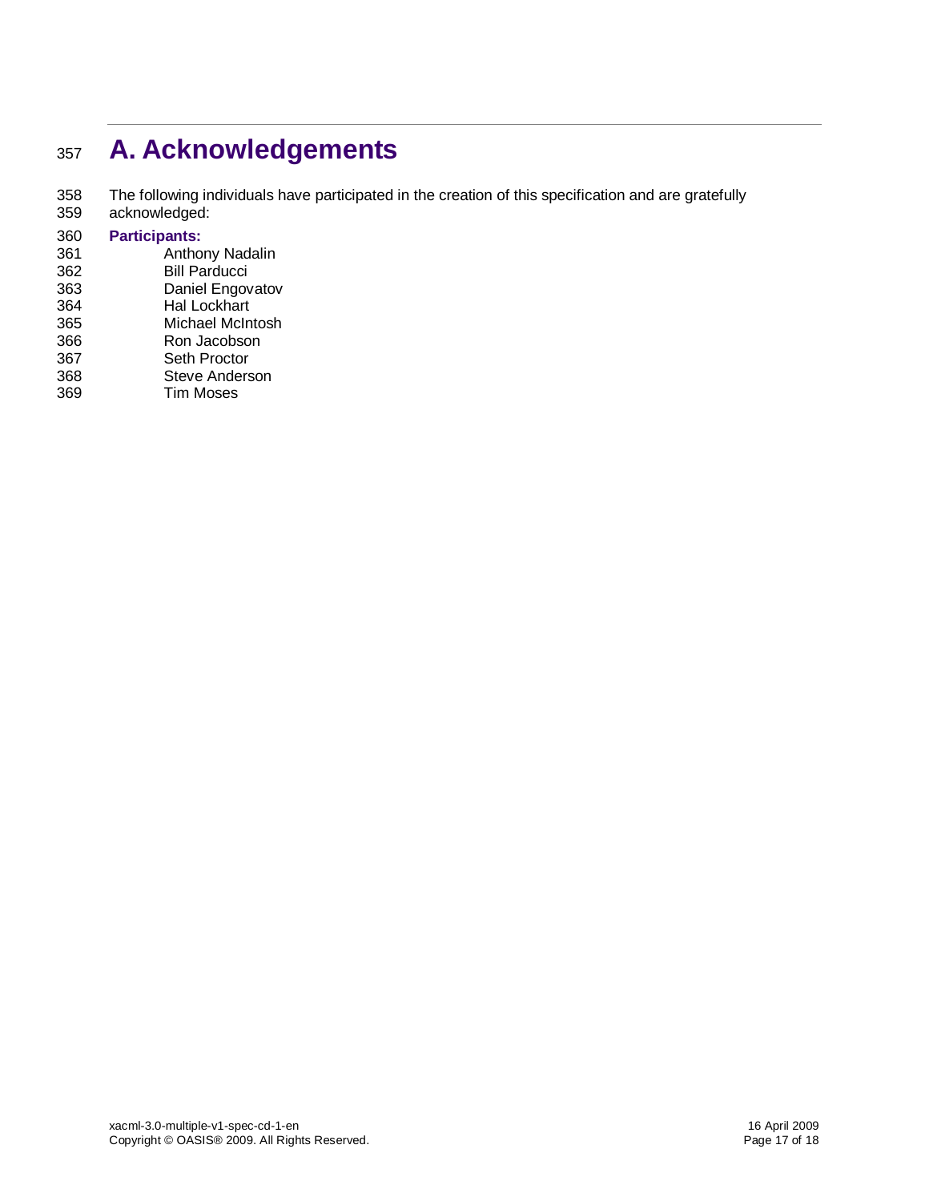# A. Acknowledgements

The following individuals have participated in the creation of this specification and are gratefully acknowledged:

**Participants:**

Anthony Nadalin
Bill Parducci
Daniel Engovatov
Hal Lockhart
Michael McIntosh
Ron Jacobson
Seth Proctor
Steve Anderson
Tim Moses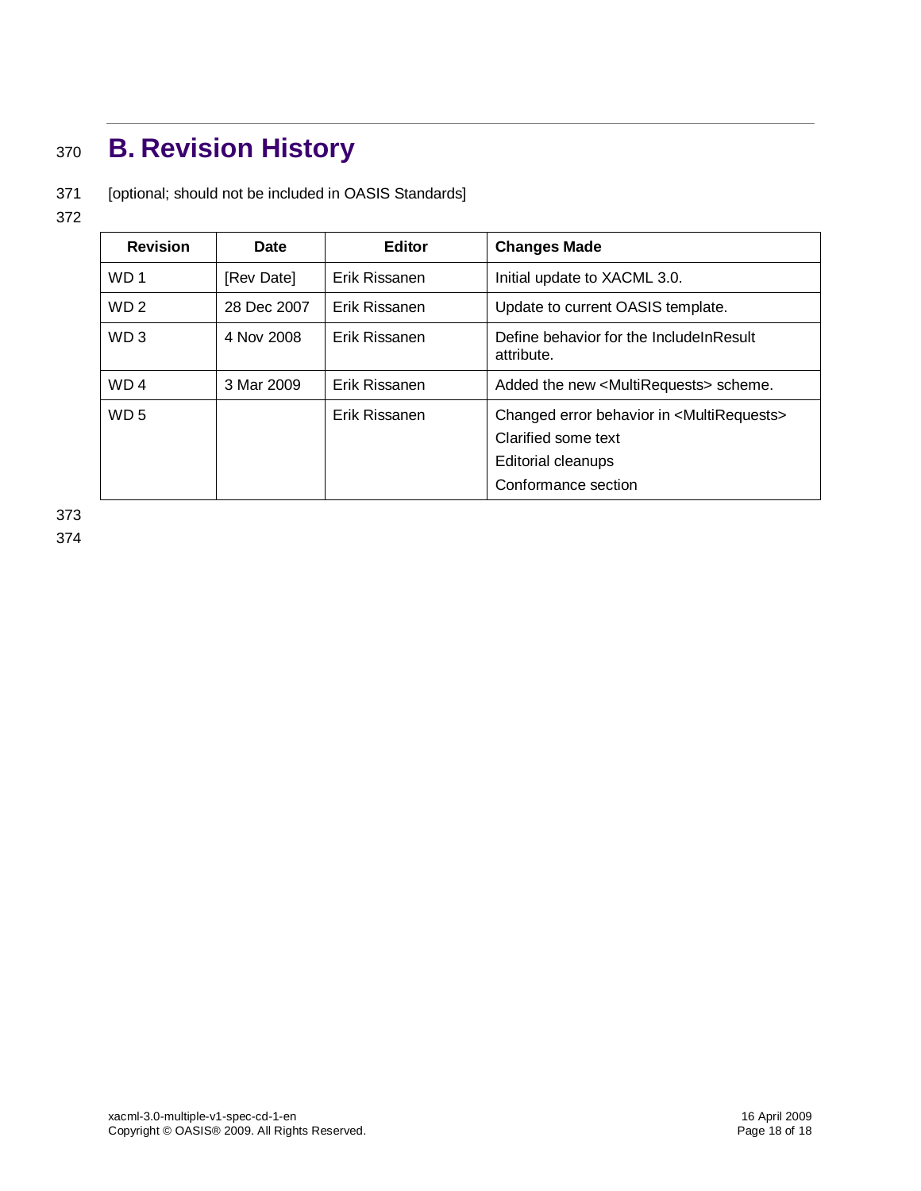# B. Revision History

[optional; should not be included in OASIS Standards]

| Revision | Date | Editor | Changes Made |
|---|---|---|---|
| WD 1 | [Rev Date] | Erik Rissanen | Initial update to XACML 3.0. |
| WD 2 | 28 Dec 2007 | Erik Rissanen | Update to current OASIS template. |
| WD 3 | 4 Nov 2008 | Erik Rissanen | Define behavior for the IncludeInResult attribute. |
| WD 4 | 3 Mar 2009 | Erik Rissanen | Added the new <MultiRequests> scheme. |
| WD 5 | | Erik Rissanen | Changed error behavior in <MultiRequests><br>Clarified some text<br>Editorial cleanups<br>Conformance section |